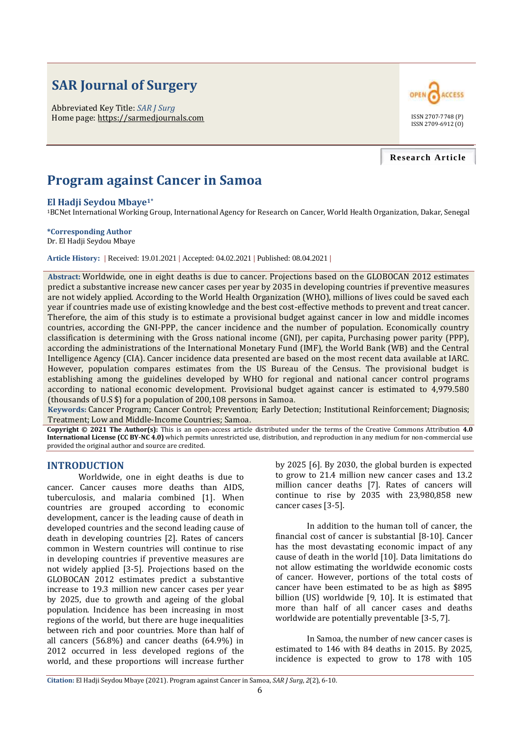# SAR Journal of Surgery

Abbreviated Key Title: *SAR J Surg*
Home page: https://sarmedjournals.com

ISSN 2707-7748 (P)
ISSN 2709-6912 (O)

**Research Article**

# Program against Cancer in Samoa

**El Hadji Seydou Mbaye[1*]**

[1]BCNet International Working Group, International Agency for Research on Cancer, World Health Organization, Dakar, Senegal

**\*Corresponding Author**
Dr. El Hadji Seydou Mbaye

**Article History:** | Received: 19.01.2021 | Accepted: 04.02.2021 | Published: 08.04.2021 |

**Abstract:** Worldwide, one in eight deaths is due to cancer. Projections based on the GLOBOCAN 2012 estimates predict a substantive increase new cancer cases per year by 2035 in developing countries if preventive measures are not widely applied. According to the World Health Organization (WHO), millions of lives could be saved each year if countries made use of existing knowledge and the best cost-effective methods to prevent and treat cancer. Therefore, the aim of this study is to estimate a provisional budget against cancer in low and middle incomes countries, according the GNI-PPP, the cancer incidence and the number of population. Economically country classification is determining with the Gross national income (GNI), per capita, Purchasing power parity (PPP), according the administrations of the International Monetary Fund (IMF), the World Bank (WB) and the Central Intelligence Agency (CIA). Cancer incidence data presented are based on the most recent data available at IARC. However, population compares estimates from the US Bureau of the Census. The provisional budget is establishing among the guidelines developed by WHO for regional and national cancer control programs according to national economic development. Provisional budget against cancer is estimated to 4,979.580 (thousands of U.S $) for a population of 200,108 persons in Samoa.

**Keywords:** Cancer Program; Cancer Control; Prevention; Early Detection; Institutional Reinforcement; Diagnosis; Treatment; Low and Middle-Income Countries; Samoa.

**Copyright © 2021 The Author(s):** This is an open-access article distributed under the terms of the Creative Commons Attribution **4.0 International License (CC BY-NC 4.0)** which permits unrestricted use, distribution, and reproduction in any medium for non-commercial use provided the original author and source are credited.

## INTRODUCTION

Worldwide, one in eight deaths is due to cancer. Cancer causes more deaths than AIDS, tuberculosis, and malaria combined [1]. When countries are grouped according to economic development, cancer is the leading cause of death in developed countries and the second leading cause of death in developing countries [2]. Rates of cancers common in Western countries will continue to rise in developing countries if preventive measures are not widely applied [3-5]. Projections based on the GLOBOCAN 2012 estimates predict a substantive increase to 19.3 million new cancer cases per year by 2025, due to growth and ageing of the global population. Incidence has been increasing in most regions of the world, but there are huge inequalities between rich and poor countries. More than half of all cancers (56.8%) and cancer deaths (64.9%) in 2012 occurred in less developed regions of the world, and these proportions will increase further by 2025 [6]. By 2030, the global burden is expected to grow to 21.4 million new cancer cases and 13.2 million cancer deaths [7]. Rates of cancers will continue to rise by 2035 with 23,980,858 new cancer cases [3-5].

In addition to the human toll of cancer, the financial cost of cancer is substantial [8-10]. Cancer has the most devastating economic impact of any cause of death in the world [10]. Data limitations do not allow estimating the worldwide economic costs of cancer. However, portions of the total costs of cancer have been estimated to be as high as $895 billion (US) worldwide [9, 10]. It is estimated that more than half of all cancer cases and deaths worldwide are potentially preventable [3-5, 7].

In Samoa, the number of new cancer cases is estimated to 146 with 84 deaths in 2015. By 2025, incidence is expected to grow to 178 with 105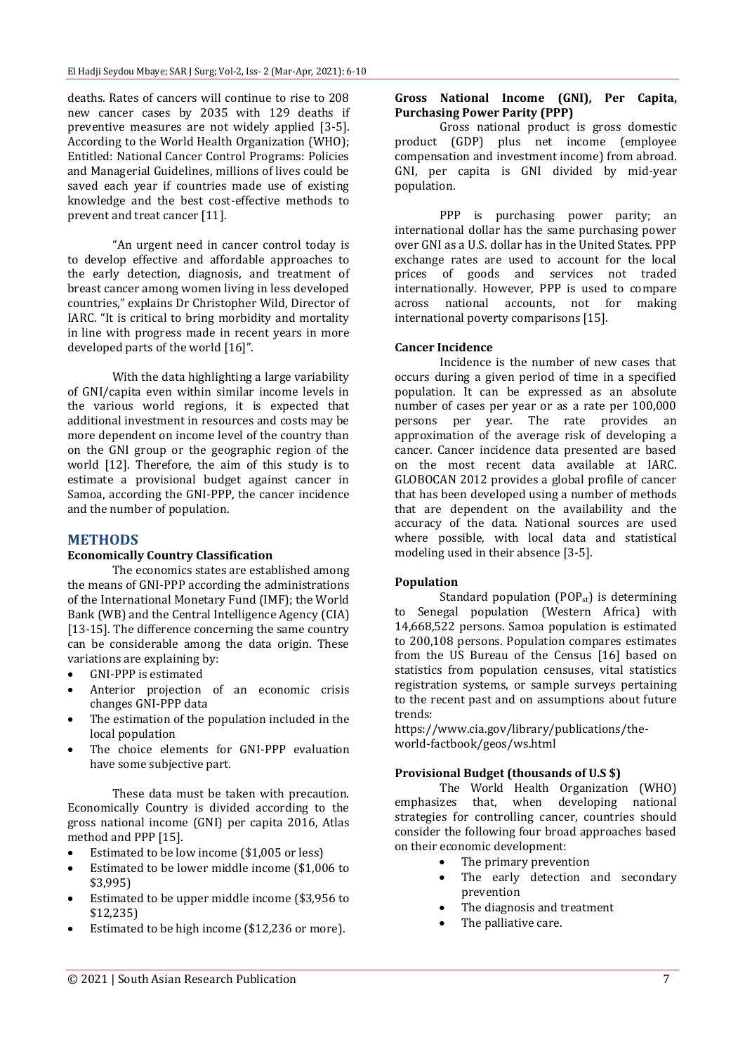deaths. Rates of cancers will continue to rise to 208 new cancer cases by 2035 with 129 deaths if preventive measures are not widely applied [3-5]. According to the World Health Organization (WHO); Entitled: National Cancer Control Programs: Policies and Managerial Guidelines, millions of lives could be saved each year if countries made use of existing knowledge and the best cost-effective methods to prevent and treat cancer [11].

"An urgent need in cancer control today is to develop effective and affordable approaches to the early detection, diagnosis, and treatment of breast cancer among women living in less developed countries," explains Dr Christopher Wild, Director of IARC. "It is critical to bring morbidity and mortality in line with progress made in recent years in more developed parts of the world [16]".

With the data highlighting a large variability of GNI/capita even within similar income levels in the various world regions, it is expected that additional investment in resources and costs may be more dependent on income level of the country than on the GNI group or the geographic region of the world [12]. Therefore, the aim of this study is to estimate a provisional budget against cancer in Samoa, according the GNI-PPP, the cancer incidence and the number of population.

## METHODS

### Economically Country Classification

The economics states are established among the means of GNI-PPP according the administrations of the International Monetary Fund (IMF); the World Bank (WB) and the Central Intelligence Agency (CIA) [13-15]. The difference concerning the same country can be considerable among the data origin. These variations are explaining by:

- GNI-PPP is estimated
- Anterior projection of an economic crisis changes GNI-PPP data
- The estimation of the population included in the local population
- The choice elements for GNI-PPP evaluation have some subjective part.

These data must be taken with precaution. Economically Country is divided according to the gross national income (GNI) per capita 2016, Atlas method and PPP [15].

- Estimated to be low income ($1,005 or less)
- Estimated to be lower middle income ($1,006 to $3,995)
- Estimated to be upper middle income ($3,956 to $12,235)
- Estimated to be high income ($12,236 or more).

### Gross National Income (GNI), Per Capita, Purchasing Power Parity (PPP)

Gross national product is gross domestic product (GDP) plus net income (employee compensation and investment income) from abroad. GNI, per capita is GNI divided by mid-year population.

PPP is purchasing power parity; an international dollar has the same purchasing power over GNI as a U.S. dollar has in the United States. PPP exchange rates are used to account for the local prices of goods and services not traded internationally. However, PPP is used to compare across national accounts, not for making international poverty comparisons [15].

### Cancer Incidence

Incidence is the number of new cases that occurs during a given period of time in a specified population. It can be expressed as an absolute number of cases per year or as a rate per 100,000 persons per year. The rate provides an approximation of the average risk of developing a cancer. Cancer incidence data presented are based on the most recent data available at IARC. GLOBOCAN 2012 provides a global profile of cancer that has been developed using a number of methods that are dependent on the availability and the accuracy of the data. National sources are used where possible, with local data and statistical modeling used in their absence [3-5].

### Population

Standard population ($POP_{st}$) is determining to Senegal population (Western Africa) with 14,668,522 persons. Samoa population is estimated to 200,108 persons. Population compares estimates from the US Bureau of the Census [16] based on statistics from population censuses, vital statistics registration systems, or sample surveys pertaining to the recent past and on assumptions about future trends:
https://www.cia.gov/library/publications/the-world-factbook/geos/ws.html

### Provisional Budget (thousands of U.S $)

The World Health Organization (WHO) emphasizes that, when developing national strategies for controlling cancer, countries should consider the following four broad approaches based on their economic development:

- The primary prevention
- The early detection and secondary prevention
- The diagnosis and treatment
- The palliative care.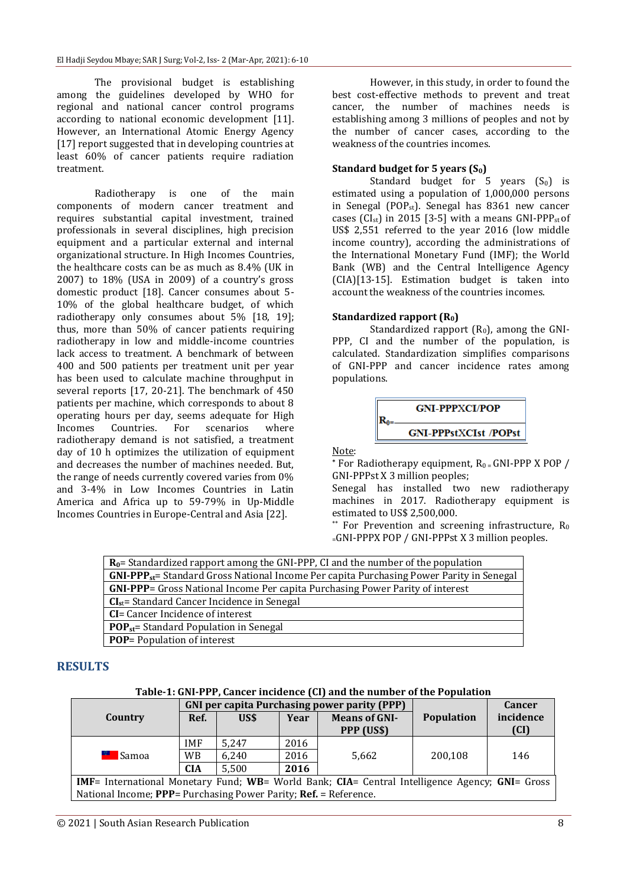The provisional budget is establishing among the guidelines developed by WHO for regional and national cancer control programs according to national economic development [11]. However, an International Atomic Energy Agency [17] report suggested that in developing countries at least 60% of cancer patients require radiation treatment.

Radiotherapy is one of the main components of modern cancer treatment and requires substantial capital investment, trained professionals in several disciplines, high precision equipment and a particular external and internal organizational structure. In High Incomes Countries, the healthcare costs can be as much as 8.4% (UK in 2007) to 18% (USA in 2009) of a country's gross domestic product [18]. Cancer consumes about 5-10% of the global healthcare budget, of which radiotherapy only consumes about 5% [18, 19]; thus, more than 50% of cancer patients requiring radiotherapy in low and middle-income countries lack access to treatment. A benchmark of between 400 and 500 patients per treatment unit per year has been used to calculate machine throughput in several reports [17, 20-21]. The benchmark of 450 patients per machine, which corresponds to about 8 operating hours per day, seems adequate for High Incomes Countries. For scenarios where radiotherapy demand is not satisfied, a treatment day of 10 h optimizes the utilization of equipment and decreases the number of machines needed. But, the range of needs currently covered varies from 0% and 3-4% in Low Incomes Countries in Latin America and Africa up to 59-79% in Up-Middle Incomes Countries in Europe-Central and Asia [22].

However, in this study, in order to found the best cost-effective methods to prevent and treat cancer, the number of machines needs is establishing among 3 millions of peoples and not by the number of cancer cases, according to the weakness of the countries incomes.

**Standard budget for 5 years ($S_0$)**

Standard budget for 5 years ($S_0$) is estimated using a population of 1,000,000 persons in Senegal ($POP_{st}$). Senegal has 8361 new cancer cases ($CI_{st}$) in 2015 [3-5] with a means $GNI\text{-}PPP_{st}$ of US$ 2,551 referred to the year 2016 (low middle income country), according the administrations of the International Monetary Fund (IMF); the World Bank (WB) and the Central Intelligence Agency (CIA)[13-15]. Estimation budget is taken into account the weakness of the countries incomes.

**Standardized rapport ($R_0$)**

Standardized rapport ($R_0$), among the GNI-PPP, CI and the number of the population, is calculated. Standardization simplifies comparisons of GNI-PPP and cancer incidence rates among populations.

$$R_0 = \frac{GNI\text{-}PPP \times CI / POP}{GNI\text{-}PPPst \times CIst / POPst}$$

Note:

* For Radiotherapy equipment, $R_0 = GNI\text{-}PPP \times POP / GNI\text{-}PPPst \times 3$ million peoples;

Senegal has installed two new radiotherapy machines in 2017. Radiotherapy equipment is estimated to US$ 2,500,000.

** For Prevention and screening infrastructure, $R_0 = GNI\text{-}PPP \times POP / GNI\text{-}PPPst \times 3$ million peoples.

| |
|---|
| **$R_0$**= Standardized rapport among the GNI-PPP, CI and the number of the population |
| **$GNI\text{-}PPP_{st}$**= Standard Gross National Income Per capita Purchasing Power Parity in Senegal |
| **GNI-PPP**= Gross National Income Per capita Purchasing Power Parity of interest |
| **$CI_{st}$**= Standard Cancer Incidence in Senegal |
| **CI**= Cancer Incidence of interest |
| **$POP_{st}$**= Standard Population in Senegal |
| **POP**= Population of interest |

## RESULTS

**Table-1: GNI-PPP, Cancer incidence (CI) and the number of the Population**

| Country | GNI per capita Purchasing power parity (PPP) | | | | Population | Cancer incidence (CI) |
|---|---|---|---|---|---|---|
| | Ref. | US$ | Year | Means of GNI-PPP (US$) | | |
| Samoa | IMF | 5,247 | 2016 | 5,662 | 200,108 | 146 |
| | WB | 6,240 | 2016 | | | |
| | **CIA** | 5,500 | **2016** | | | |

**IMF**= International Monetary Fund; **WB**= World Bank; **CIA**= Central Intelligence Agency; **GNI**= Gross National Income; **PPP**= Purchasing Power Parity; **Ref.** = Reference.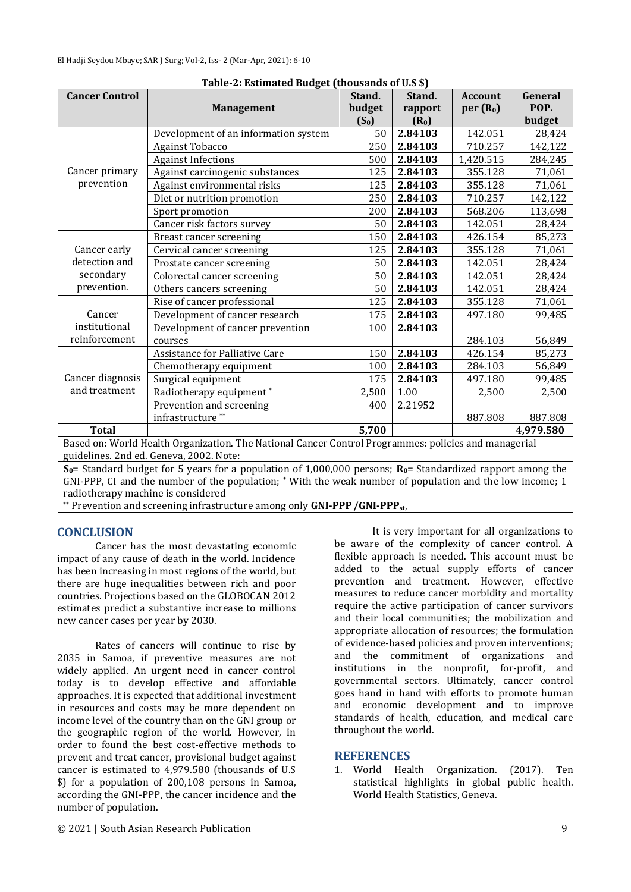**Table-2: Estimated Budget (thousands of U.S $)**

| Cancer Control | Management | Stand. budget ($S_0$) | Stand. rapport ($R_0$) | Account per ($R_0$) | General POP. budget |
|---|---|---|---|---|---|
| Cancer primary prevention | Development of an information system | 50 | **2.84103** | 142.051 | 28,424 |
| | Against Tobacco | 250 | **2.84103** | 710.257 | 142,122 |
| | Against Infections | 500 | **2.84103** | 1,420.515 | 284,245 |
| | Against carcinogenic substances | 125 | **2.84103** | 355.128 | 71,061 |
| | Against environmental risks | 125 | **2.84103** | 355.128 | 71,061 |
| | Diet or nutrition promotion | 250 | **2.84103** | 710.257 | 142,122 |
| | Sport promotion | 200 | **2.84103** | 568.206 | 113,698 |
| | Cancer risk factors survey | 50 | **2.84103** | 142.051 | 28,424 |
| Cancer early detection and secondary prevention. | Breast cancer screening | 150 | **2.84103** | 426.154 | 85,273 |
| | Cervical cancer screening | 125 | **2.84103** | 355.128 | 71,061 |
| | Prostate cancer screening | 50 | **2.84103** | 142.051 | 28,424 |
| | Colorectal cancer screening | 50 | **2.84103** | 142.051 | 28,424 |
| | Others cancers screening | 50 | **2.84103** | 142.051 | 28,424 |
| Cancer institutional reinforcement | Rise of cancer professional | 125 | **2.84103** | 355.128 | 71,061 |
| | Development of cancer research | 175 | **2.84103** | 497.180 | 99,485 |
| | Development of cancer prevention courses | 100 | **2.84103** | 284.103 | 56,849 |
| Cancer diagnosis and treatment | Assistance for Palliative Care | 150 | **2.84103** | 426.154 | 85,273 |
| | Chemotherapy equipment | 100 | **2.84103** | 284.103 | 56,849 |
| | Surgical equipment | 175 | **2.84103** | 497.180 | 99,485 |
| | Radiotherapy equipment * | 2,500 | 1.00 | 2,500 | 2,500 |
| | Prevention and screening infrastructure ** | 400 | 2.21952 | 887.808 | 887.808 |
| **Total** | | **5,700** | | | **4,979.580** |

Based on: World Health Organization. The National Cancer Control Programmes: policies and managerial guidelines. 2nd ed. Geneva, 2002. Note:

**$S_0$**= Standard budget for 5 years for a population of 1,000,000 persons; **$R_0$**= Standardized rapport among the GNI-PPP, CI and the number of the population; * With the weak number of population and the low income; 1 radiotherapy machine is considered

** Prevention and screening infrastructure among only **GNI-PPP /GNI-PPP$_{st}$,**

## CONCLUSION

Cancer has the most devastating economic impact of any cause of death in the world. Incidence has been increasing in most regions of the world, but there are huge inequalities between rich and poor countries. Projections based on the GLOBOCAN 2012 estimates predict a substantive increase to millions new cancer cases per year by 2030.

Rates of cancers will continue to rise by 2035 in Samoa, if preventive measures are not widely applied. An urgent need in cancer control today is to develop effective and affordable approaches. It is expected that additional investment in resources and costs may be more dependent on income level of the country than on the GNI group or the geographic region of the world. However, in order to found the best cost-effective methods to prevent and treat cancer, provisional budget against cancer is estimated to 4,979.580 (thousands of U.S $) for a population of 200,108 persons in Samoa, according the GNI-PPP, the cancer incidence and the number of population.

It is very important for all organizations to be aware of the complexity of cancer control. A flexible approach is needed. This account must be added to the actual supply efforts of cancer prevention and treatment. However, effective measures to reduce cancer morbidity and mortality require the active participation of cancer survivors and their local communities; the mobilization and appropriate allocation of resources; the formulation of evidence-based policies and proven interventions; and the commitment of organizations and institutions in the nonprofit, for-profit, and governmental sectors. Ultimately, cancer control goes hand in hand with efforts to promote human and economic development and to improve standards of health, education, and medical care throughout the world.

## REFERENCES

1. World Health Organization. (2017). Ten statistical highlights in global public health. World Health Statistics, Geneva.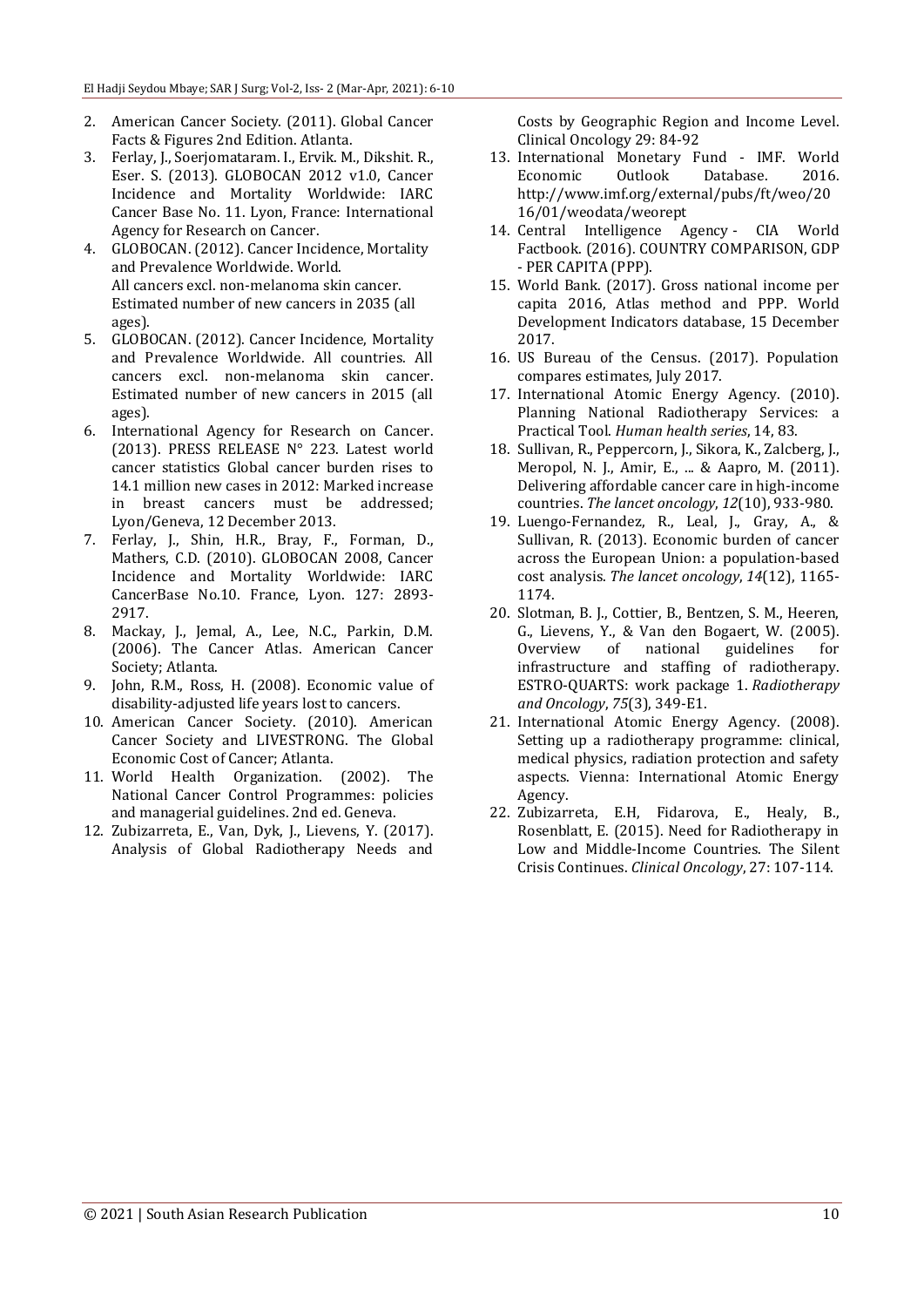2. American Cancer Society. (2011). Global Cancer Facts & Figures 2nd Edition. Atlanta.
3. Ferlay, J., Soerjomataram. I., Ervik. M., Dikshit. R., Eser. S. (2013). GLOBOCAN 2012 v1.0, Cancer Incidence and Mortality Worldwide: IARC Cancer Base No. 11. Lyon, France: International Agency for Research on Cancer.
4. GLOBOCAN. (2012). Cancer Incidence, Mortality and Prevalence Worldwide. World. All cancers excl. non-melanoma skin cancer. Estimated number of new cancers in 2035 (all ages).
5. GLOBOCAN. (2012). Cancer Incidence, Mortality and Prevalence Worldwide. All countries. All cancers excl. non-melanoma skin cancer. Estimated number of new cancers in 2015 (all ages).
6. International Agency for Research on Cancer. (2013). PRESS RELEASE N° 223. Latest world cancer statistics Global cancer burden rises to 14.1 million new cases in 2012: Marked increase in breast cancers must be addressed; Lyon/Geneva, 12 December 2013.
7. Ferlay, J., Shin, H.R., Bray, F., Forman, D., Mathers, C.D. (2010). GLOBOCAN 2008, Cancer Incidence and Mortality Worldwide: IARC CancerBase No.10. France, Lyon. 127: 2893-2917.
8. Mackay, J., Jemal, A., Lee, N.C., Parkin, D.M. (2006). The Cancer Atlas. American Cancer Society; Atlanta.
9. John, R.M., Ross, H. (2008). Economic value of disability-adjusted life years lost to cancers.
10. American Cancer Society. (2010). American Cancer Society and LIVESTRONG. The Global Economic Cost of Cancer; Atlanta.
11. World Health Organization. (2002). The National Cancer Control Programmes: policies and managerial guidelines. 2nd ed. Geneva.
12. Zubizarreta, E., Van, Dyk, J., Lievens, Y. (2017). Analysis of Global Radiotherapy Needs and Costs by Geographic Region and Income Level. Clinical Oncology 29: 84-92
13. International Monetary Fund - IMF. World Economic Outlook Database. 2016. http://www.imf.org/external/pubs/ft/weo/2016/01/weodata/weorept
14. Central Intelligence Agency - CIA World Factbook. (2016). COUNTRY COMPARISON, GDP - PER CAPITA (PPP).
15. World Bank. (2017). Gross national income per capita 2016, Atlas method and PPP. World Development Indicators database, 15 December 2017.
16. US Bureau of the Census. (2017). Population compares estimates, July 2017.
17. International Atomic Energy Agency. (2010). Planning National Radiotherapy Services: a Practical Tool. *Human health series*, 14, 83.
18. Sullivan, R., Peppercorn, J., Sikora, K., Zalcberg, J., Meropol, N. J., Amir, E., ... & Aapro, M. (2011). Delivering affordable cancer care in high-income countries. *The lancet oncology*, *12*(10), 933-980.
19. Luengo-Fernandez, R., Leal, J., Gray, A., & Sullivan, R. (2013). Economic burden of cancer across the European Union: a population-based cost analysis. *The lancet oncology*, *14*(12), 1165-1174.
20. Slotman, B. J., Cottier, B., Bentzen, S. M., Heeren, G., Lievens, Y., & Van den Bogaert, W. (2005). Overview of national guidelines for infrastructure and staffing of radiotherapy. ESTRO-QUARTS: work package 1. *Radiotherapy and Oncology*, *75*(3), 349-E1.
21. International Atomic Energy Agency. (2008). Setting up a radiotherapy programme: clinical, medical physics, radiation protection and safety aspects. Vienna: International Atomic Energy Agency.
22. Zubizarreta, E.H, Fidarova, E., Healy, B., Rosenblatt, E. (2015). Need for Radiotherapy in Low and Middle-Income Countries. The Silent Crisis Continues. *Clinical Oncology*, 27: 107-114.